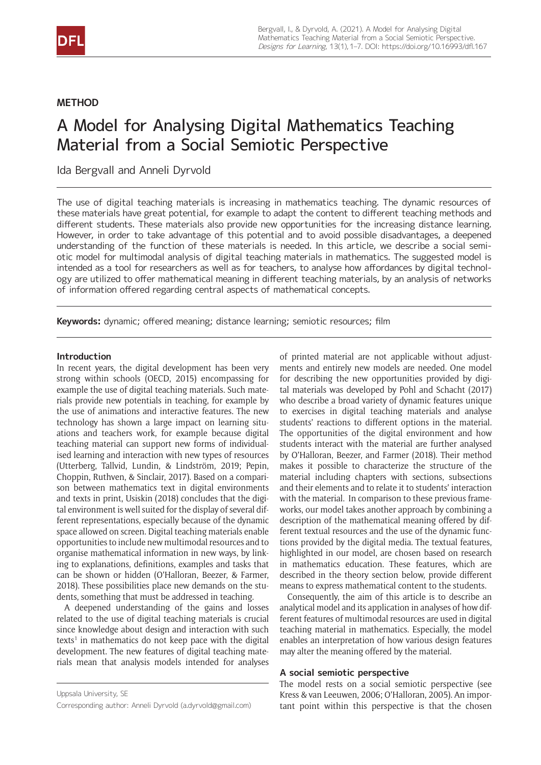METHOD

# A Model for Analysing Digital Mathematics Teaching Material from a Social Semiotic Perspective

Ida Bergvall and Anneli Dyrvold

The use of digital teaching materials is increasing in mathematics teaching. The dynamic resources of these materials have great potential, for example to adapt the content to different teaching methods and different students. These materials also provide new opportunities for the increasing distance learning. However, in order to take advantage of this potential and to avoid possible disadvantages, a deepened understanding of the function of these materials is needed. In this article, we describe a social semiotic model for multimodal analysis of digital teaching materials in mathematics. The suggested model is intended as a tool for researchers as well as for teachers, to analyse how affordances by digital technology are utilized to offer mathematical meaning in different teaching materials, by an analysis of networks of information offered regarding central aspects of mathematical concepts.

**Keywords:** dynamic; offered meaning; distance learning; semiotic resources; film

## Introduction

In recent years, the digital development has been very strong within schools (OECD, 2015) encompassing for example the use of digital teaching materials. Such materials provide new potentials in teaching, for example by the use of animations and interactive features. The new technology has shown a large impact on learning situations and teachers work, for example because digital teaching material can support new forms of individualised learning and interaction with new types of resources (Utterberg, Tallvid, Lundin, & Lindström, 2019; Pepin, Choppin, Ruthven, & Sinclair, 2017). Based on a comparison between mathematics text in digital environments and texts in print, Usiskin (2018) concludes that the digital environment is well suited for the display of several different representations, especially because of the dynamic space allowed on screen. Digital teaching materials enable opportunities to include new multimodal resources and to organise mathematical information in new ways, by linking to explanations, definitions, examples and tasks that can be shown or hidden (O'Halloran, Beezer, & Farmer, 2018). These possibilities place new demands on the students, something that must be addressed in teaching.

A deepened understanding of the gains and losses related to the use of digital teaching materials is crucial since knowledge about design and interaction with such texts[1] in mathematics do not keep pace with the digital development. The new features of digital teaching materials mean that analysis models intended for analyses of printed material are not applicable without adjustments and entirely new models are needed. One model for describing the new opportunities provided by digital materials was developed by Pohl and Schacht (2017) who describe a broad variety of dynamic features unique to exercises in digital teaching materials and analyse students' reactions to different options in the material. The opportunities of the digital environment and how students interact with the material are further analysed by O'Halloran, Beezer, and Farmer (2018). Their method makes it possible to characterize the structure of the material including chapters with sections, subsections and their elements and to relate it to students' interaction with the material. In comparison to these previous frameworks, our model takes another approach by combining a description of the mathematical meaning offered by different textual resources and the use of the dynamic functions provided by the digital media. The textual features, highlighted in our model, are chosen based on research in mathematics education. These features, which are described in the theory section below, provide different means to express mathematical content to the students.

Consequently, the aim of this article is to describe an analytical model and its application in analyses of how different features of multimodal resources are used in digital teaching material in mathematics. Especially, the model enables an interpretation of how various design features may alter the meaning offered by the material.

## A social semiotic perspective

The model rests on a social semiotic perspective (see Kress & van Leeuwen, 2006; O'Halloran, 2005). An important point within this perspective is that the chosen

Uppsala University, SE

Corresponding author: Anneli Dyrvold (a.dyrvold@gmail.com)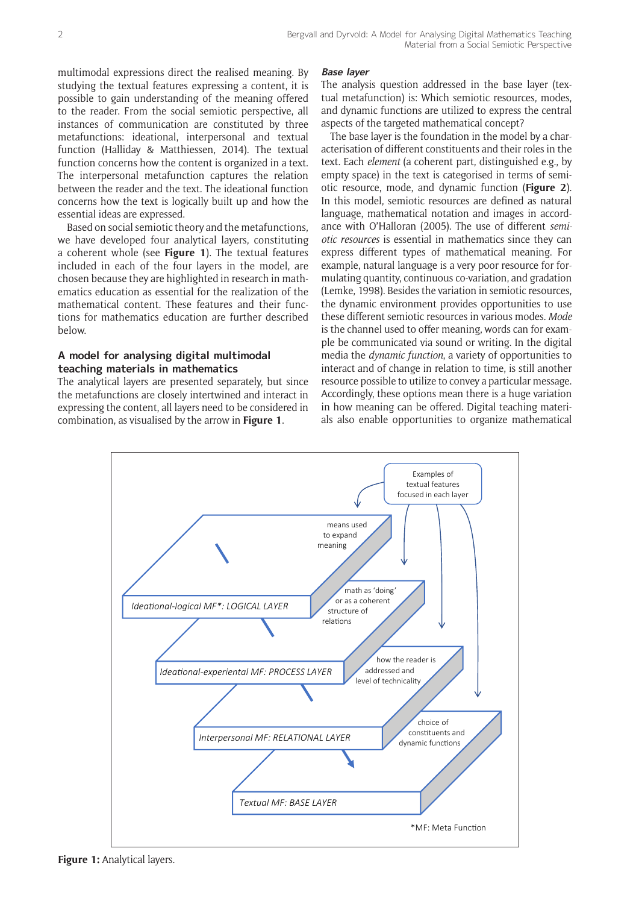multimodal expressions direct the realised meaning. By studying the textual features expressing a content, it is possible to gain understanding of the meaning offered to the reader. From the social semiotic perspective, all instances of communication are constituted by three metafunctions: ideational, interpersonal and textual function (Halliday & Matthiessen, 2014). The textual function concerns how the content is organized in a text. The interpersonal metafunction captures the relation between the reader and the text. The ideational function concerns how the text is logically built up and how the essential ideas are expressed.

Based on social semiotic theory and the metafunctions, we have developed four analytical layers, constituting a coherent whole (see **Figure 1**). The textual features included in each of the four layers in the model, are chosen because they are highlighted in research in mathematics education as essential for the realization of the mathematical content. These features and their functions for mathematics education are further described below.

## A model for analysing digital multimodal teaching materials in mathematics

The analytical layers are presented separately, but since the metafunctions are closely intertwined and interact in expressing the content, all layers need to be considered in combination, as visualised by the arrow in **Figure 1**.

### *Base layer*

The analysis question addressed in the base layer (textual metafunction) is: Which semiotic resources, modes, and dynamic functions are utilized to express the central aspects of the targeted mathematical concept?

The base layer is the foundation in the model by a characterisation of different constituents and their roles in the text. Each *element* (a coherent part, distinguished e.g., by empty space) in the text is categorised in terms of semiotic resource, mode, and dynamic function (**Figure 2**). In this model, semiotic resources are defined as natural language, mathematical notation and images in accordance with O'Halloran (2005). The use of different *semiotic resources* is essential in mathematics since they can express different types of mathematical meaning. For example, natural language is a very poor resource for formulating quantity, continuous co-variation, and gradation (Lemke, 1998). Besides the variation in semiotic resources, the dynamic environment provides opportunities to use these different semiotic resources in various modes. *Mode* is the channel used to offer meaning, words can for example be communicated via sound or writing. In the digital media the *dynamic function*, a variety of opportunities to interact and of change in relation to time, is still another resource possible to utilize to convey a particular message. Accordingly, these options mean there is a huge variation in how meaning can be offered. Digital teaching materials also enable opportunities to organize mathematical

**Figure 1:** Analytical layers.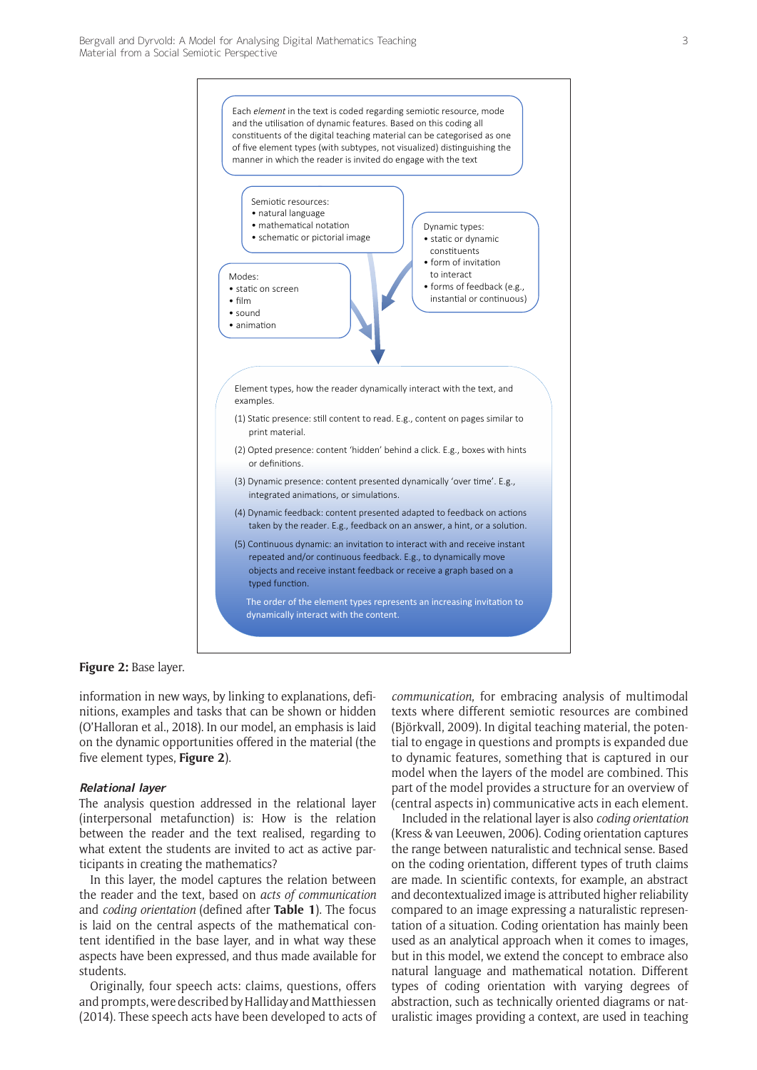Each *element* in the text is coded regarding semiotic resource, mode and the utilisation of dynamic features. Based on this coding all constituents of the digital teaching material can be categorised as one of five element types (with subtypes, not visualized) distinguishing the manner in which the reader is invited do engage with the text

Semiotic resources:
- natural language
- mathematical notation
- schematic or pictorial image

Dynamic types:
- static or dynamic constituents
- form of invitation to interact
- forms of feedback (e.g., instantial or continuous)

Modes:
- static on screen
- film
- sound
- animation

Element types, how the reader dynamically interact with the text, and examples.

(1) Static presence: still content to read. E.g., content on pages similar to print material.

(2) Opted presence: content 'hidden' behind a click. E.g., boxes with hints or definitions.

(3) Dynamic presence: content presented dynamically 'over time'. E.g., integrated animations, or simulations.

(4) Dynamic feedback: content presented adapted to feedback on actions taken by the reader. E.g., feedback on an answer, a hint, or a solution.

(5) Continuous dynamic: an invitation to interact with and receive instant repeated and/or continuous feedback. E.g., to dynamically move objects and receive instant feedback or receive a graph based on a typed function.

The order of the element types represents an increasing invitation to dynamically interact with the content.

**Figure 2:** Base layer.

information in new ways, by linking to explanations, definitions, examples and tasks that can be shown or hidden (O'Halloran et al., 2018). In our model, an emphasis is laid on the dynamic opportunities offered in the material (the five element types, **Figure 2**).

### *Relational layer*

The analysis question addressed in the relational layer (interpersonal metafunction) is: How is the relation between the reader and the text realised, regarding to what extent the students are invited to act as active participants in creating the mathematics?

In this layer, the model captures the relation between the reader and the text, based on *acts of communication* and *coding orientation* (defined after **Table 1**). The focus is laid on the central aspects of the mathematical content identified in the base layer, and in what way these aspects have been expressed, and thus made available for students.

Originally, four speech acts: claims, questions, offers and prompts, were described by Halliday and Matthiessen (2014). These speech acts have been developed to acts of *communication*, for embracing analysis of multimodal texts where different semiotic resources are combined (Björkvall, 2009). In digital teaching material, the potential to engage in questions and prompts is expanded due to dynamic features, something that is captured in our model when the layers of the model are combined. This part of the model provides a structure for an overview of (central aspects in) communicative acts in each element.

Included in the relational layer is also *coding orientation* (Kress & van Leeuwen, 2006). Coding orientation captures the range between naturalistic and technical sense. Based on the coding orientation, different types of truth claims are made. In scientific contexts, for example, an abstract and decontextualized image is attributed higher reliability compared to an image expressing a naturalistic representation of a situation. Coding orientation has mainly been used as an analytical approach when it comes to images, but in this model, we extend the concept to embrace also natural language and mathematical notation. Different types of coding orientation with varying degrees of abstraction, such as technically oriented diagrams or naturalistic images providing a context, are used in teaching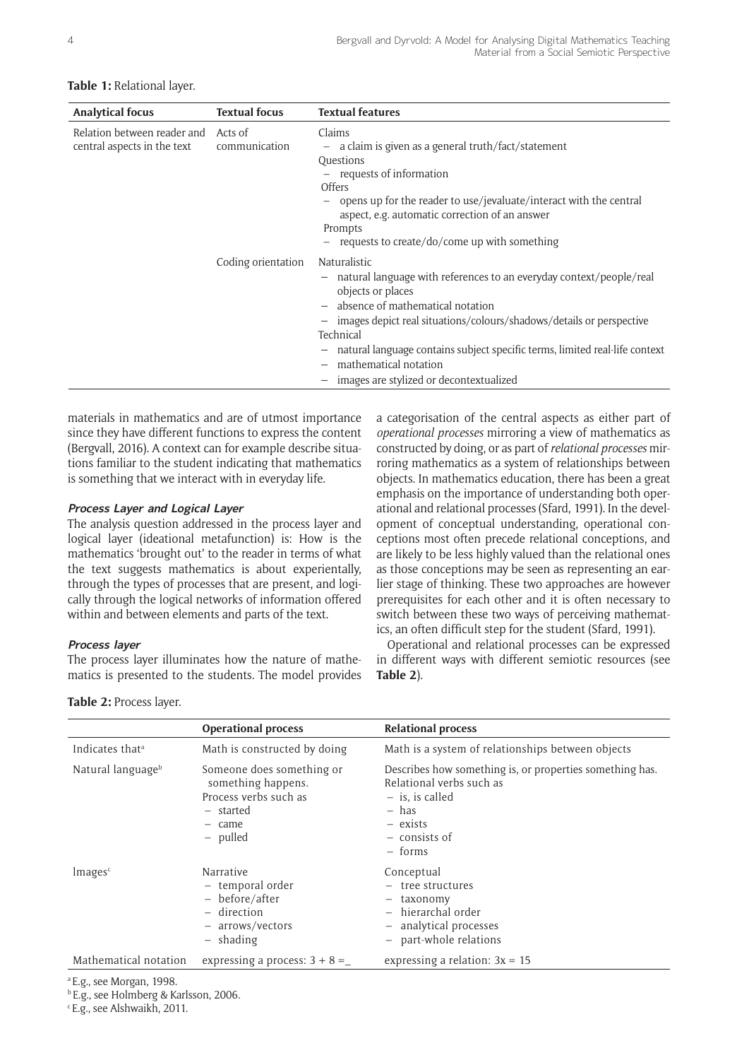**Table 1:** Relational layer.

| Analytical focus | Textual focus | Textual features |
|---|---|---|
| Relation between reader and central aspects in the text | Acts of communication | Claims<br>– a claim is given as a general truth/fact/statement<br>Questions<br>– requests of information<br>Offers<br>– opens up for the reader to use/jevaluate/interact with the central aspect, e.g. automatic correction of an answer<br>Prompts<br>– requests to create/do/come up with something |
| | Coding orientation | Naturalistic<br>– natural language with references to an everyday context/people/real objects or places<br>– absence of mathematical notation<br>– images depict real situations/colours/shadows/details or perspective<br>Technical<br>– natural language contains subject specific terms, limited real-life context<br>– mathematical notation<br>– images are stylized or decontextualized |

materials in mathematics and are of utmost importance since they have different functions to express the content (Bergvall, 2016). A context can for example describe situations familiar to the student indicating that mathematics is something that we interact with in everyday life.

#### *Process Layer and Logical Layer*

The analysis question addressed in the process layer and logical layer (ideational metafunction) is: How is the mathematics 'brought out' to the reader in terms of what the text suggests mathematics is about experientially, through the types of processes that are present, and logically through the logical networks of information offered within and between elements and parts of the text.

#### *Process layer*

The process layer illuminates how the nature of mathematics is presented to the students. The model provides a categorisation of the central aspects as either part of *operational processes* mirroring a view of mathematics as constructed by doing, or as part of *relational processes* mirroring mathematics as a system of relationships between objects. In mathematics education, there has been a great emphasis on the importance of understanding both operational and relational processes (Sfard, 1991). In the development of conceptual understanding, operational conceptions most often precede relational conceptions, and are likely to be less highly valued than the relational ones as those conceptions may be seen as representing an earlier stage of thinking. These two approaches are however prerequisites for each other and it is often necessary to switch between these two ways of perceiving mathematics, an often difficult step for the student (Sfard, 1991).

Operational and relational processes can be expressed in different ways with different semiotic resources (see **Table 2**).

**Table 2:** Process layer.

| | Operational process | Relational process |
|---|---|---|
| Indicates that[a] | Math is constructed by doing | Math is a system of relationships between objects |
| Natural language[b] | Someone does something or something happens.<br>Process verbs such as<br>– started<br>– came<br>– pulled | Describes how something is, or properties something has.<br>Relational verbs such as<br>– is, is called<br>– has<br>– exists<br>– consists of<br>– forms |
| Images[c] | Narrative<br>– temporal order<br>– before/after<br>– direction<br>– arrows/vectors<br>– shading | Conceptual<br>– tree structures<br>– taxonomy<br>– hierarchal order<br>– analytical processes<br>– part-whole relations |
| Mathematical notation | expressing a process: $3 + 8 = \_$ | expressing a relation: $3x = 15$ |

[a] E.g., see Morgan, 1998.
[b] E.g., see Holmberg & Karlsson, 2006.
[c] E.g., see Alshwaikh, 2011.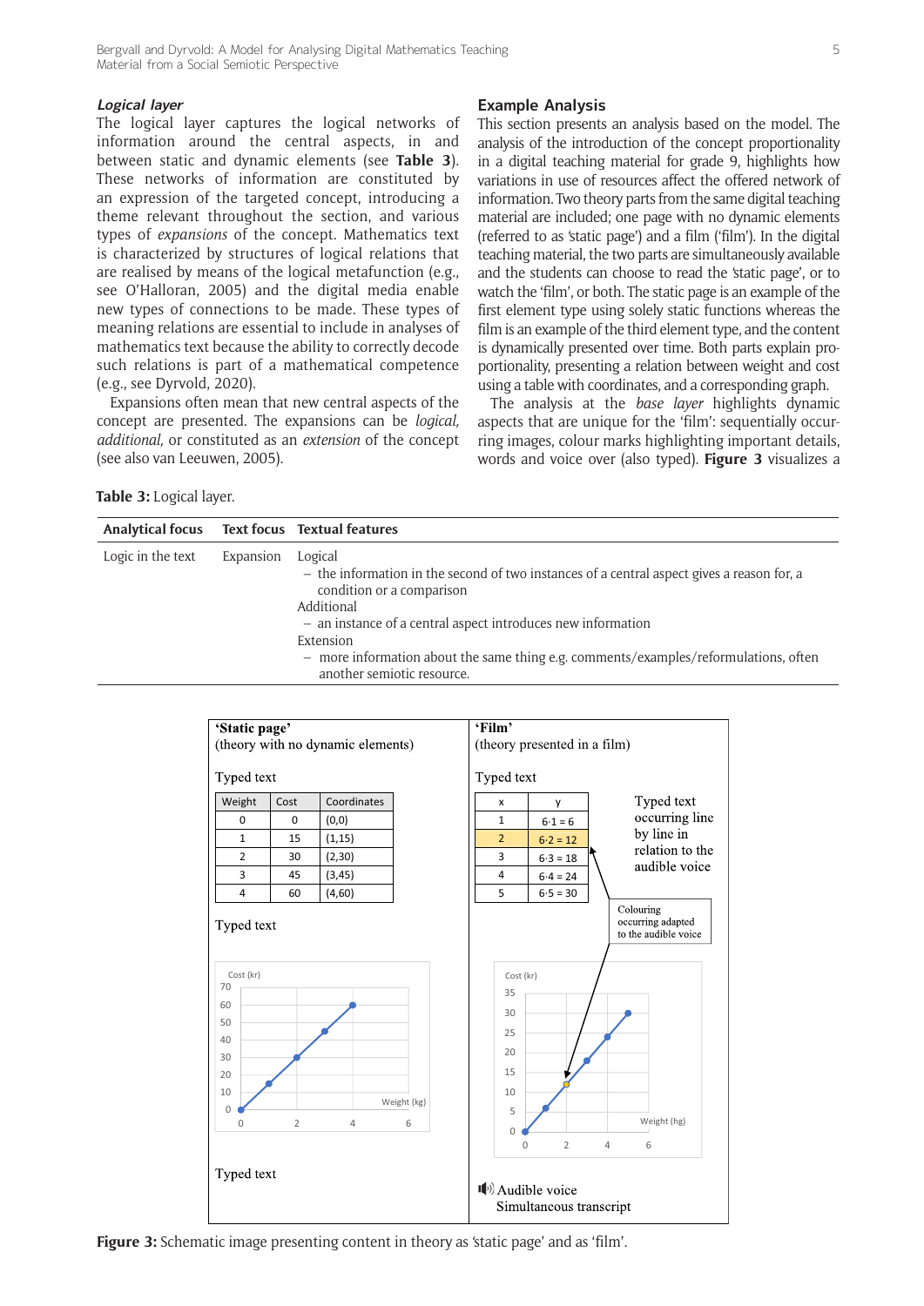### *Logical layer*

The logical layer captures the logical networks of information around the central aspects, in and between static and dynamic elements (see **Table 3**). These networks of information are constituted by an expression of the targeted concept, introducing a theme relevant throughout the section, and various types of *expansions* of the concept. Mathematics text is characterized by structures of logical relations that are realised by means of the logical metafunction (e.g., see O'Halloran, 2005) and the digital media enable new types of connections to be made. These types of meaning relations are essential to include in analyses of mathematics text because the ability to correctly decode such relations is part of a mathematical competence (e.g., see Dyrvold, 2020).

Expansions often mean that new central aspects of the concept are presented. The expansions can be *logical, additional,* or constituted as an *extension* of the concept (see also van Leeuwen, 2005).

## Example Analysis

This section presents an analysis based on the model. The analysis of the introduction of the concept proportionality in a digital teaching material for grade 9, highlights how variations in use of resources affect the offered network of information. Two theory parts from the same digital teaching material are included; one page with no dynamic elements (referred to as 'static page') and a film ('film'). In the digital teaching material, the two parts are simultaneously available and the students can choose to read the 'static page', or to watch the 'film', or both. The static page is an example of the first element type using solely static functions whereas the film is an example of the third element type, and the content is dynamically presented over time. Both parts explain proportionality, presenting a relation between weight and cost using a table with coordinates, and a corresponding graph.

The analysis at the *base layer* highlights dynamic aspects that are unique for the 'film': sequentially occurring images, colour marks highlighting important details, words and voice over (also typed). **Figure 3** visualizes a

**Table 3:** Logical layer.

| Analytical focus | Text focus | Textual features |
|---|---|---|
| Logic in the text | Expansion | Logical<br>– the information in the second of two instances of a central aspect gives a reason for, a condition or a comparison<br>Additional<br>– an instance of a central aspect introduces new information<br>Extension<br>– more information about the same thing e.g. comments/examples/reformulations, often another semiotic resource. |

**'Static page'**
(theory with no dynamic elements)

Typed text

| Weight | Cost | Coordinates |
|---|---|---|
| 0 | 0 | (0,0) |
| 1 | 15 | (1,15) |
| 2 | 30 | (2,30) |
| 3 | 45 | (3,45) |
| 4 | 60 | (4,60) |

Typed text

[Graph: Cost (kr) vs Weight (kg)]

Typed text

**'Film'**
(theory presented in a film)

Typed text

| x | y |
|---|---|
| 1 | 6·1 = 6 |
| 2 | 6·2 = 12 |
| 3 | 6·3 = 18 |
| 4 | 6·4 = 24 |
| 5 | 6·5 = 30 |

Typed text occurring line by line in relation to the audible voice

Colouring occurring adapted to the audible voice

[Graph: Cost (kr) vs Weight (hg)]

Audible voice
Simultaneous transcript

**Figure 3:** Schematic image presenting content in theory as 'static page' and as 'film'.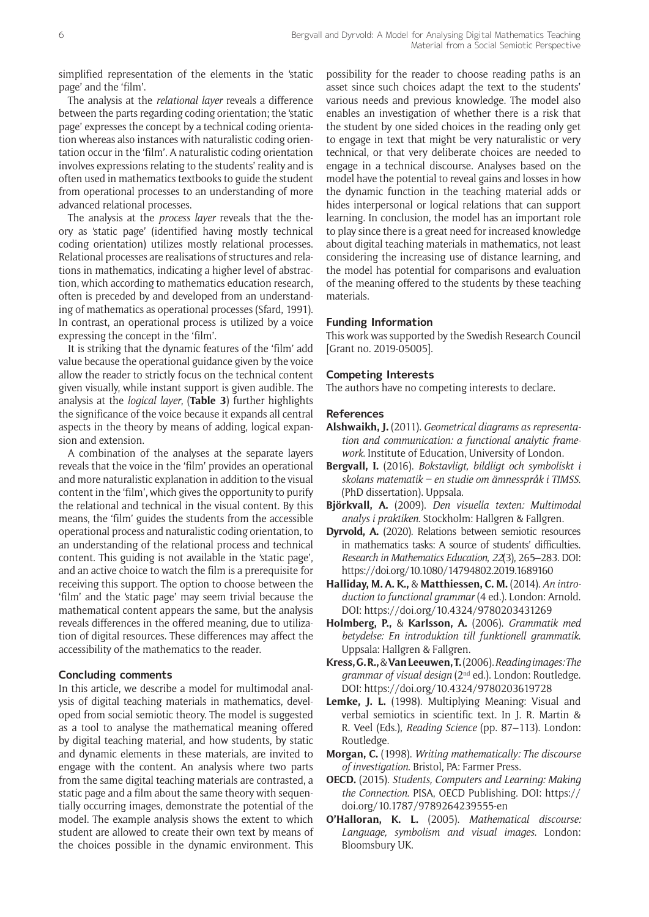simplified representation of the elements in the 'static page' and the 'film'.

The analysis at the *relational layer* reveals a difference between the parts regarding coding orientation; the 'static page' expresses the concept by a technical coding orientation whereas also instances with naturalistic coding orientation occur in the 'film'. A naturalistic coding orientation involves expressions relating to the students' reality and is often used in mathematics textbooks to guide the student from operational processes to an understanding of more advanced relational processes.

The analysis at the *process layer* reveals that the theory as 'static page' (identified having mostly technical coding orientation) utilizes mostly relational processes. Relational processes are realisations of structures and relations in mathematics, indicating a higher level of abstraction, which according to mathematics education research, often is preceded by and developed from an understanding of mathematics as operational processes (Sfard, 1991). In contrast, an operational process is utilized by a voice expressing the concept in the 'film'.

It is striking that the dynamic features of the 'film' add value because the operational guidance given by the voice allow the reader to strictly focus on the technical content given visually, while instant support is given audible. The analysis at the *logical layer*, (**Table 3**) further highlights the significance of the voice because it expands all central aspects in the theory by means of adding, logical expansion and extension.

A combination of the analyses at the separate layers reveals that the voice in the 'film' provides an operational and more naturalistic explanation in addition to the visual content in the 'film', which gives the opportunity to purify the relational and technical in the visual content. By this means, the 'film' guides the students from the accessible operational process and naturalistic coding orientation, to an understanding of the relational process and technical content. This guiding is not available in the 'static page', and an active choice to watch the film is a prerequisite for receiving this support. The option to choose between the 'film' and the 'static page' may seem trivial because the mathematical content appears the same, but the analysis reveals differences in the offered meaning, due to utilization of digital resources. These differences may affect the accessibility of the mathematics to the reader.

## Concluding comments

In this article, we describe a model for multimodal analysis of digital teaching materials in mathematics, developed from social semiotic theory. The model is suggested as a tool to analyse the mathematical meaning offered by digital teaching material, and how students, by static and dynamic elements in these materials, are invited to engage with the content. An analysis where two parts from the same digital teaching materials are contrasted, a static page and a film about the same theory with sequentially occurring images, demonstrate the potential of the model. The example analysis shows the extent to which student are allowed to create their own text by means of the choices possible in the dynamic environment. This possibility for the reader to choose reading paths is an asset since such choices adapt the text to the students' various needs and previous knowledge. The model also enables an investigation of whether there is a risk that the student by one sided choices in the reading only get to engage in text that might be very naturalistic or very technical, or that very deliberate choices are needed to engage in a technical discourse. Analyses based on the model have the potential to reveal gains and losses in how the dynamic function in the teaching material adds or hides interpersonal or logical relations that can support learning. In conclusion, the model has an important role to play since there is a great need for increased knowledge about digital teaching materials in mathematics, not least considering the increasing use of distance learning, and the model has potential for comparisons and evaluation of the meaning offered to the students by these teaching materials.

## Funding Information

This work was supported by the Swedish Research Council [Grant no. 2019-05005].

## Competing Interests

The authors have no competing interests to declare.

## References

**Alshwaikh, J.** (2011). *Geometrical diagrams as representation and communication: a functional analytic framework*. Institute of Education, University of London.

**Bergvall, I.** (2016). *Bokstavligt, bildligt och symboliskt i skolans matematik – en studie om ämnesspråk i TIMSS*. (PhD dissertation). Uppsala.

**Björkvall, A.** (2009). *Den visuella texten: Multimodal analys i praktiken*. Stockholm: Hallgren & Fallgren.

**Dyrvold, A.** (2020). Relations between semiotic resources in mathematics tasks: A source of students' difficulties. *Research in Mathematics Education*, *22*(3), 265–283. DOI: https://doi.org/10.1080/14794802.2019.1689160

**Halliday, M. A. K.,** & **Matthiessen, C. M.** (2014). *An introduction to functional grammar* (4 ed.). London: Arnold. DOI: https://doi.org/10.4324/9780203431269

**Holmberg, P.,** & **Karlsson, A.** (2006). *Grammatik med betydelse: En introduktion till funktionell grammatik*. Uppsala: Hallgren & Fallgren.

**Kress, G. R.,** & **Van Leeuwen, T.** (2006). *Reading images: The grammar of visual design* (2nd ed.). London: Routledge. DOI: https://doi.org/10.4324/9780203619728

**Lemke, J. L.** (1998). Multiplying Meaning: Visual and verbal semiotics in scientific text. In J. R. Martin & R. Veel (Eds.), *Reading Science* (pp. 87–113). London: Routledge.

**Morgan, C.** (1998). *Writing mathematically: The discourse of investigation*. Bristol, PA: Farmer Press.

**OECD.** (2015). *Students, Computers and Learning: Making the Connection*. PISA, OECD Publishing. DOI: https://doi.org/10.1787/9789264239555-en

**O'Halloran, K. L.** (2005). *Mathematical discourse: Language, symbolism and visual images*. London: Bloomsbury UK.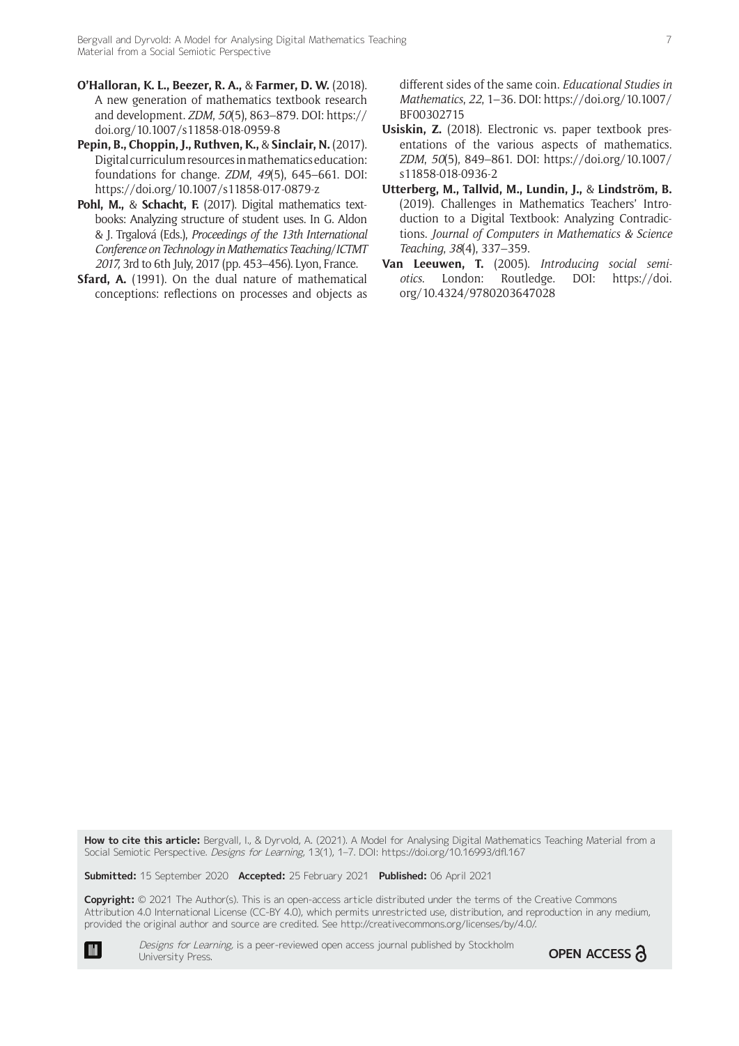**O'Halloran, K. L., Beezer, R. A.,** & **Farmer, D. W.** (2018). A new generation of mathematics textbook research and development. *ZDM*, *50*(5), 863–879. DOI: https://doi.org/10.1007/s11858-018-0959-8

**Pepin, B., Choppin, J., Ruthven, K.,** & **Sinclair, N.** (2017). Digital curriculum resources in mathematics education: foundations for change. *ZDM*, *49*(5), 645–661. DOI: https://doi.org/10.1007/s11858-017-0879-z

**Pohl, M.,** & **Schacht, F.** (2017). Digital mathematics textbooks: Analyzing structure of student uses. In G. Aldon & J. Trgalová (Eds.), *Proceedings of the 13th International Conference on Technology in Mathematics Teaching/ICTMT 2017,* 3rd to 6th July, 2017 (pp. 453–456). Lyon, France.

**Sfard, A.** (1991). On the dual nature of mathematical conceptions: reflections on processes and objects as different sides of the same coin. *Educational Studies in Mathematics*, *22*, 1–36. DOI: https://doi.org/10.1007/BF00302715

**Usiskin, Z.** (2018). Electronic vs. paper textbook presentations of the various aspects of mathematics. *ZDM*, *50*(5), 849–861. DOI: https://doi.org/10.1007/s11858-018-0936-2

**Utterberg, M., Tallvid, M., Lundin, J.,** & **Lindström, B.** (2019). Challenges in Mathematics Teachers' Introduction to a Digital Textbook: Analyzing Contradictions. *Journal of Computers in Mathematics & Science Teaching*, *38*(4), 337–359.

**Van Leeuwen, T.** (2005). *Introducing social semiotics.* London: Routledge. DOI: https://doi.org/10.4324/9780203647028

**How to cite this article:** Bergvall, I., & Dyrvold, A. (2021). A Model for Analysing Digital Mathematics Teaching Material from a Social Semiotic Perspective. *Designs for Learning*, 13(1), 1–7. DOI: https://doi.org/10.16993/dfl.167

**Submitted:** 15 September 2020 **Accepted:** 25 February 2021 **Published:** 06 April 2021

**Copyright:** © 2021 The Author(s). This is an open-access article distributed under the terms of the Creative Commons Attribution 4.0 International License (CC-BY 4.0), which permits unrestricted use, distribution, and reproduction in any medium, provided the original author and source are credited. See http://creativecommons.org/licenses/by/4.0/.

*Designs for Learning*, is a peer-reviewed open access journal published by Stockholm University Press.

**OPEN ACCESS**